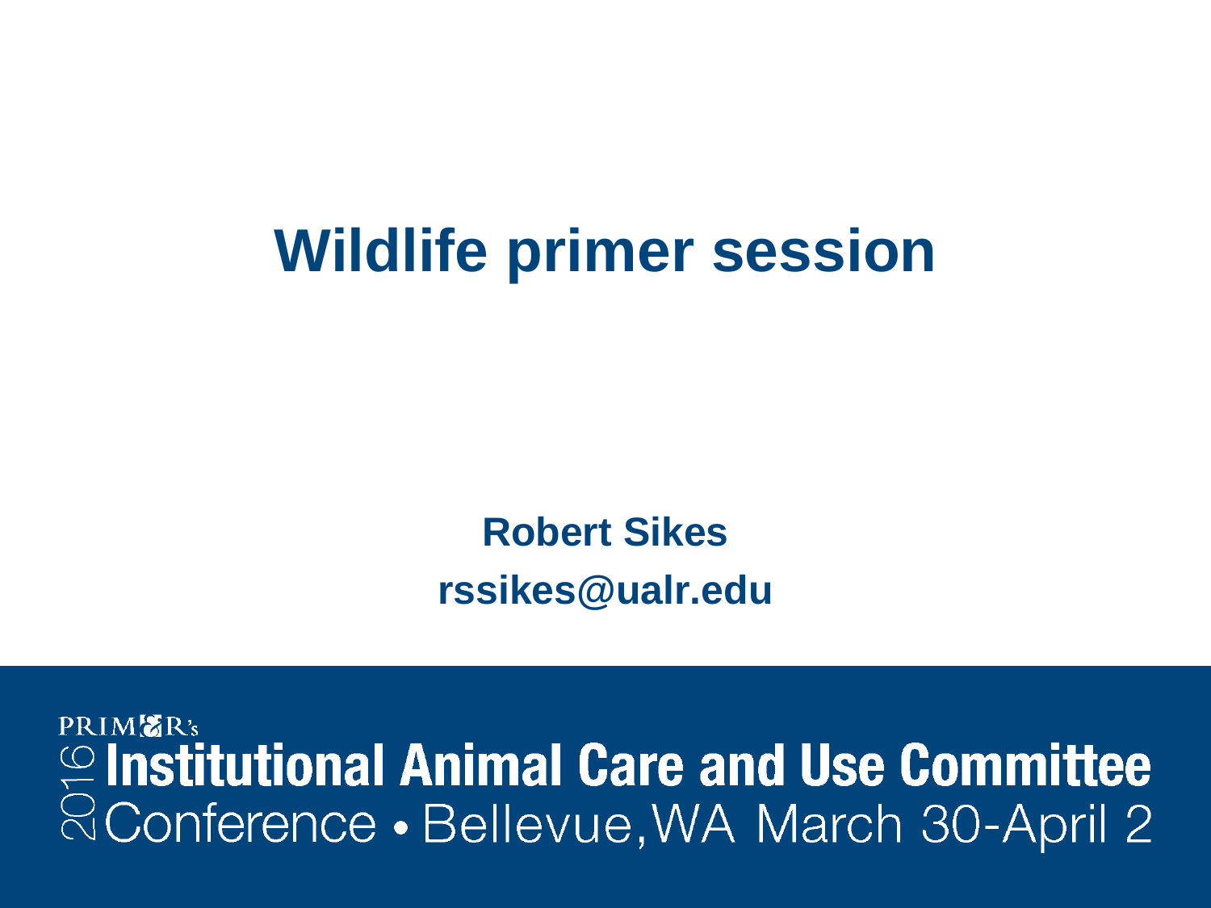# Wildlife primer session

**Robert Sikes**

**rssikes@ualr.edu**

PRIM&R's 2016 Institutional Animal Care and Use Committee Conference • Bellevue, WA March 30-April 2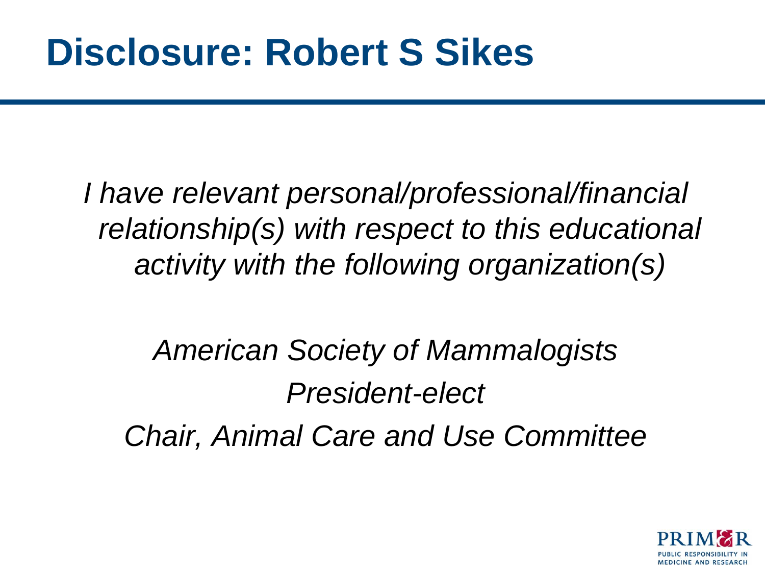# Disclosure: Robert S Sikes

*I have relevant personal/professional/financial relationship(s) with respect to this educational activity with the following organization(s)*

*American Society of Mammalogists*

*President-elect*

*Chair, Animal Care and Use Committee*

PRIM&R
PUBLIC RESPONSIBILITY IN MEDICINE AND RESEARCH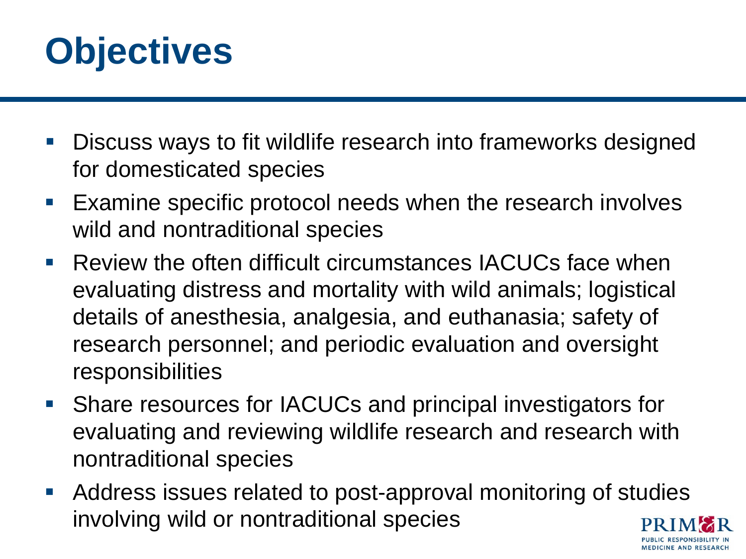# Objectives

- Discuss ways to fit wildlife research into frameworks designed for domesticated species
- Examine specific protocol needs when the research involves wild and nontraditional species
- Review the often difficult circumstances IACUCs face when evaluating distress and mortality with wild animals; logistical details of anesthesia, analgesia, and euthanasia; safety of research personnel; and periodic evaluation and oversight responsibilities
- Share resources for IACUCs and principal investigators for evaluating and reviewing wildlife research and research with nontraditional species
- Address issues related to post-approval monitoring of studies involving wild or nontraditional species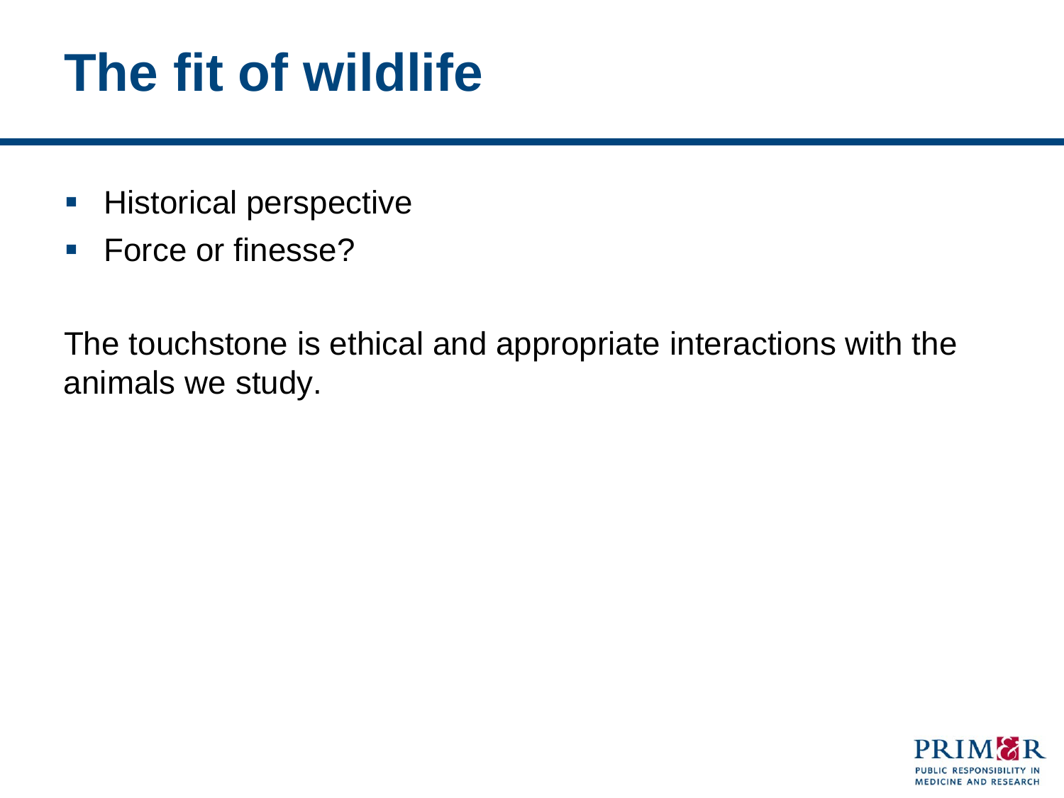# The fit of wildlife

- Historical perspective
- Force or finesse?

The touchstone is ethical and appropriate interactions with the animals we study.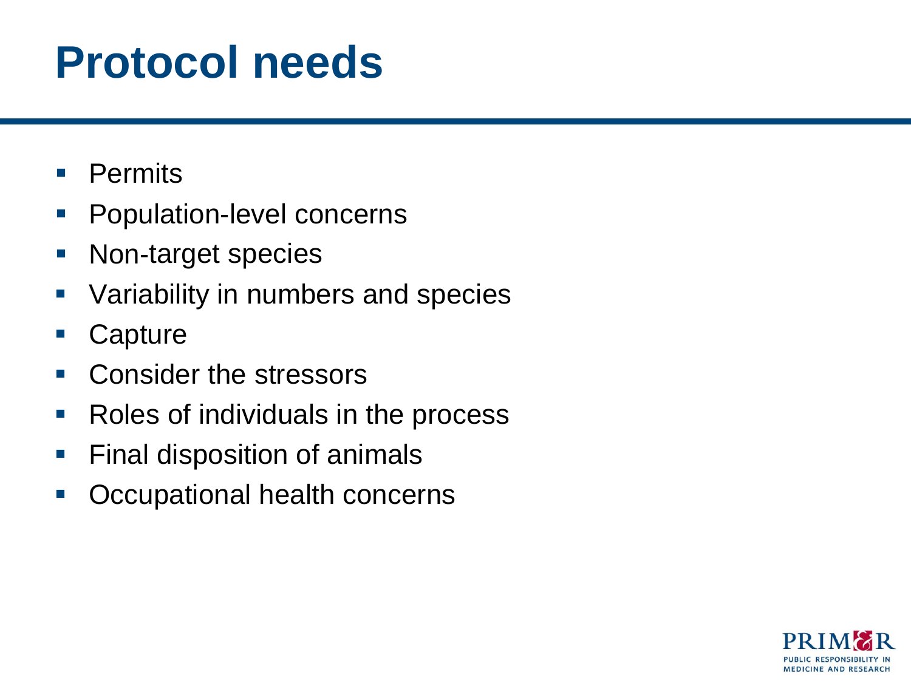# Protocol needs

- Permits
- Population-level concerns
- Non-target species
- Variability in numbers and species
- Capture
- Consider the stressors
- Roles of individuals in the process
- Final disposition of animals
- Occupational health concerns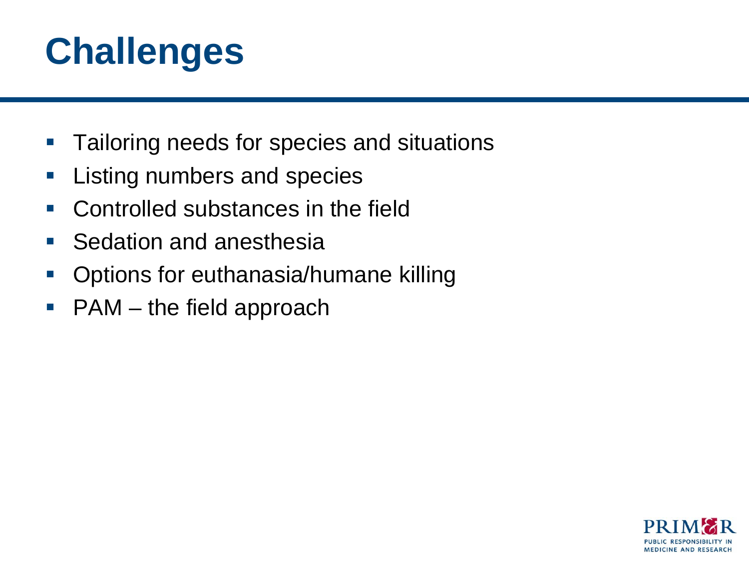# Challenges

- Tailoring needs for species and situations
- Listing numbers and species
- Controlled substances in the field
- Sedation and anesthesia
- Options for euthanasia/humane killing
- PAM – the field approach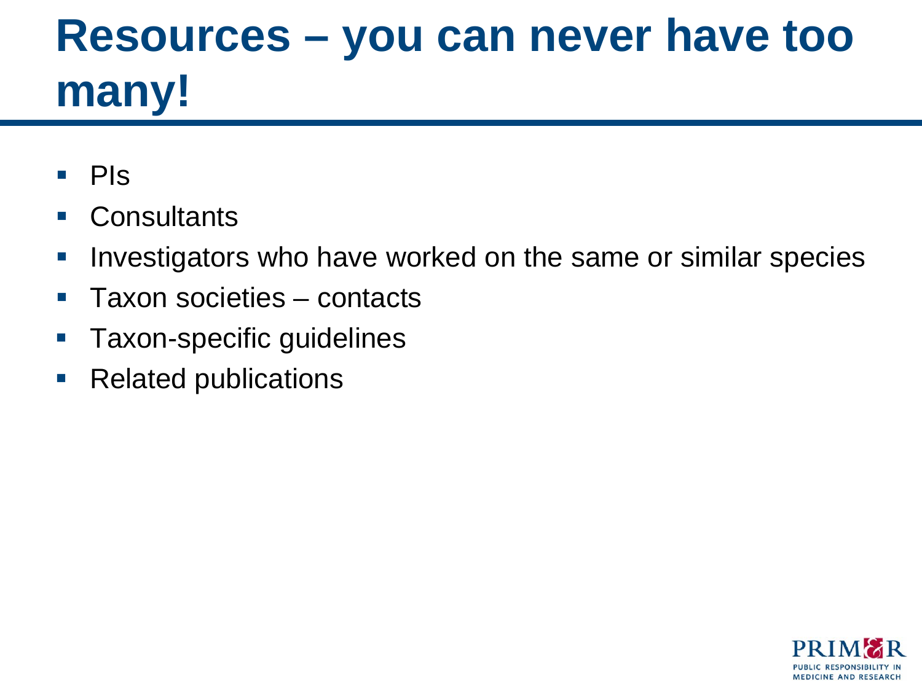# Resources – you can never have too many!

- PIs
- Consultants
- Investigators who have worked on the same or similar species
- Taxon societies – contacts
- Taxon-specific guidelines
- Related publications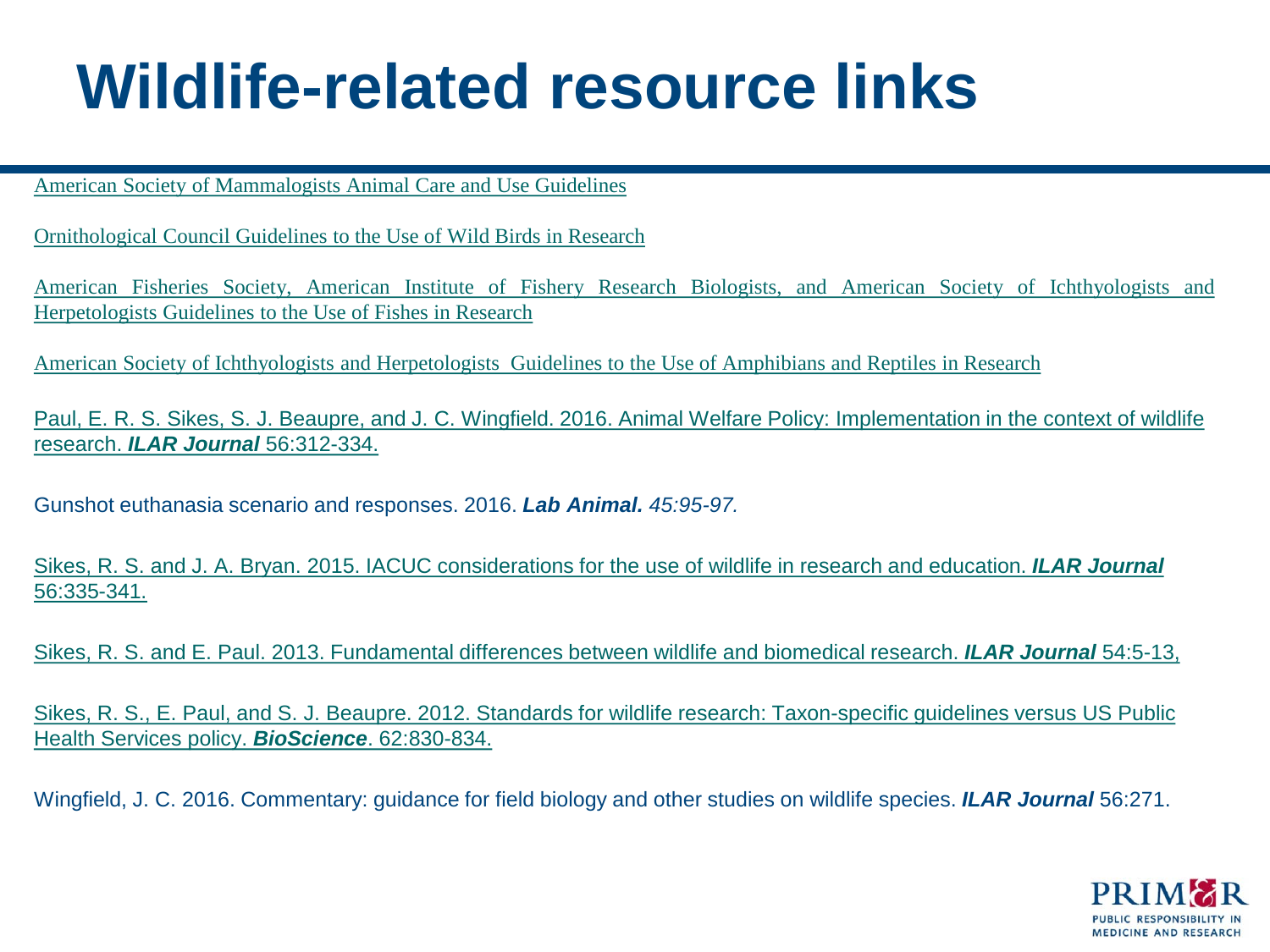# Wildlife-related resource links

American Society of Mammalogists Animal Care and Use Guidelines

Ornithological Council Guidelines to the Use of Wild Birds in Research

American Fisheries Society, American Institute of Fishery Research Biologists, and American Society of Ichthyologists and Herpetologists Guidelines to the Use of Fishes in Research

American Society of Ichthyologists and Herpetologists Guidelines to the Use of Amphibians and Reptiles in Research

Paul, E. R. S. Sikes, S. J. Beaupre, and J. C. Wingfield. 2016. Animal Welfare Policy: Implementation in the context of wildlife research. ***ILAR Journal*** 56:312-334.

Gunshot euthanasia scenario and responses. 2016. ***Lab Animal.*** *45:95-97.*

Sikes, R. S. and J. A. Bryan. 2015. IACUC considerations for the use of wildlife in research and education. ***ILAR Journal*** 56:335-341.

Sikes, R. S. and E. Paul. 2013. Fundamental differences between wildlife and biomedical research. ***ILAR Journal*** 54:5-13,

Sikes, R. S., E. Paul, and S. J. Beaupre. 2012. Standards for wildlife research: Taxon-specific guidelines versus US Public Health Services policy. ***BioScience***. 62:830-834.

Wingfield, J. C. 2016. Commentary: guidance for field biology and other studies on wildlife species. ***ILAR Journal*** 56:271.